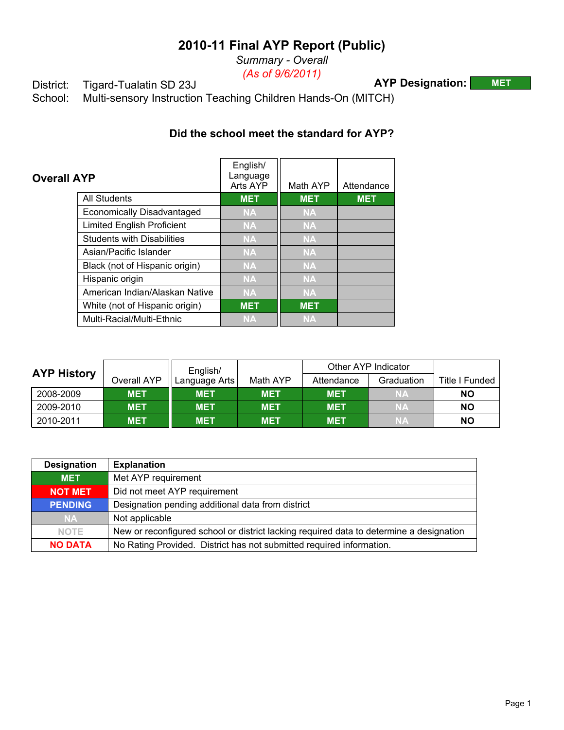# 2010-11 Final AYP Report (Public)

*Summary - Overall*

*(As of 9/6/2011)*

District: Tigard-Tualatin SD 23J

School: Multi-sensory Instruction Teaching Children Hands-On (MITCH)

**AYP Designation: MET**

### Did the school meet the standard for AYP?

| Overall AYP | English/ Language Arts AYP | Math AYP | Attendance |
|---|---|---|---|
| All Students | MET | MET | MET |
| Economically Disadvantaged | NA | NA | |
| Limited English Proficient | NA | NA | |
| Students with Disabilities | NA | NA | |
| Asian/Pacific Islander | NA | NA | |
| Black (not of Hispanic origin) | NA | NA | |
| Hispanic origin | NA | NA | |
| American Indian/Alaskan Native | NA | NA | |
| White (not of Hispanic origin) | MET | MET | |
| Multi-Racial/Multi-Ethnic | NA | NA | |

| AYP History | Overall AYP | English/ Language Arts | Math AYP | Other AYP Indicator | | Title I Funded |
|---|---|---|---|---|---|---|
| | | | | Attendance | Graduation | |
| 2008-2009 | MET | MET | MET | MET | NA | NO |
| 2009-2010 | MET | MET | MET | MET | NA | NO |
| 2010-2011 | MET | MET | MET | MET | NA | NO |

| Designation | Explanation |
|---|---|
| MET | Met AYP requirement |
| NOT MET | Did not meet AYP requirement |
| PENDING | Designation pending additional data from district |
| NA | Not applicable |
| NOTE | New or reconfigured school or district lacking required data to determine a designation |
| NO DATA | No Rating Provided. District has not submitted required information. |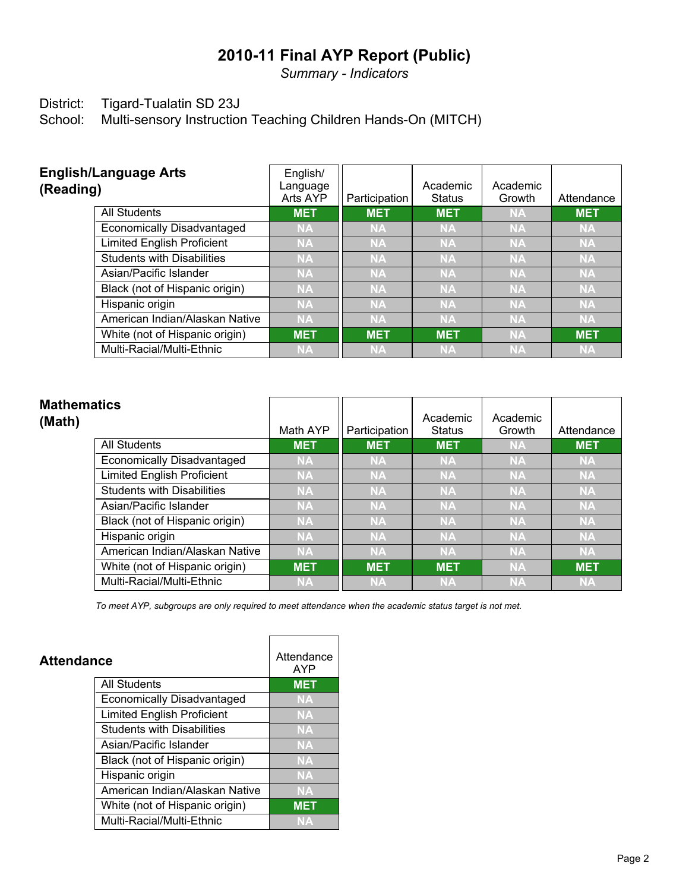# 2010-11 Final AYP Report (Public)

*Summary - Indicators*

District: Tigard-Tualatin SD 23J

School: Multi-sensory Instruction Teaching Children Hands-On (MITCH)

## English/Language Arts (Reading)

| | English/ Language Arts AYP | Participation | Academic Status | Academic Growth | Attendance |
|---|---|---|---|---|---|
| All Students | MET | MET | MET | NA | MET |
| Economically Disadvantaged | NA | NA | NA | NA | NA |
| Limited English Proficient | NA | NA | NA | NA | NA |
| Students with Disabilities | NA | NA | NA | NA | NA |
| Asian/Pacific Islander | NA | NA | NA | NA | NA |
| Black (not of Hispanic origin) | NA | NA | NA | NA | NA |
| Hispanic origin | NA | NA | NA | NA | NA |
| American Indian/Alaskan Native | NA | NA | NA | NA | NA |
| White (not of Hispanic origin) | MET | MET | MET | NA | MET |
| Multi-Racial/Multi-Ethnic | NA | NA | NA | NA | NA |

## Mathematics (Math)

| | Math AYP | Participation | Academic Status | Academic Growth | Attendance |
|---|---|---|---|---|---|
| All Students | MET | MET | MET | NA | MET |
| Economically Disadvantaged | NA | NA | NA | NA | NA |
| Limited English Proficient | NA | NA | NA | NA | NA |
| Students with Disabilities | NA | NA | NA | NA | NA |
| Asian/Pacific Islander | NA | NA | NA | NA | NA |
| Black (not of Hispanic origin) | NA | NA | NA | NA | NA |
| Hispanic origin | NA | NA | NA | NA | NA |
| American Indian/Alaskan Native | NA | NA | NA | NA | NA |
| White (not of Hispanic origin) | MET | MET | MET | NA | MET |
| Multi-Racial/Multi-Ethnic | NA | NA | NA | NA | NA |

*To meet AYP, subgroups are only required to meet attendance when the academic status target is not met.*

## Attendance

| | Attendance AYP |
|---|---|
| All Students | MET |
| Economically Disadvantaged | NA |
| Limited English Proficient | NA |
| Students with Disabilities | NA |
| Asian/Pacific Islander | NA |
| Black (not of Hispanic origin) | NA |
| Hispanic origin | NA |
| American Indian/Alaskan Native | NA |
| White (not of Hispanic origin) | MET |
| Multi-Racial/Multi-Ethnic | NA |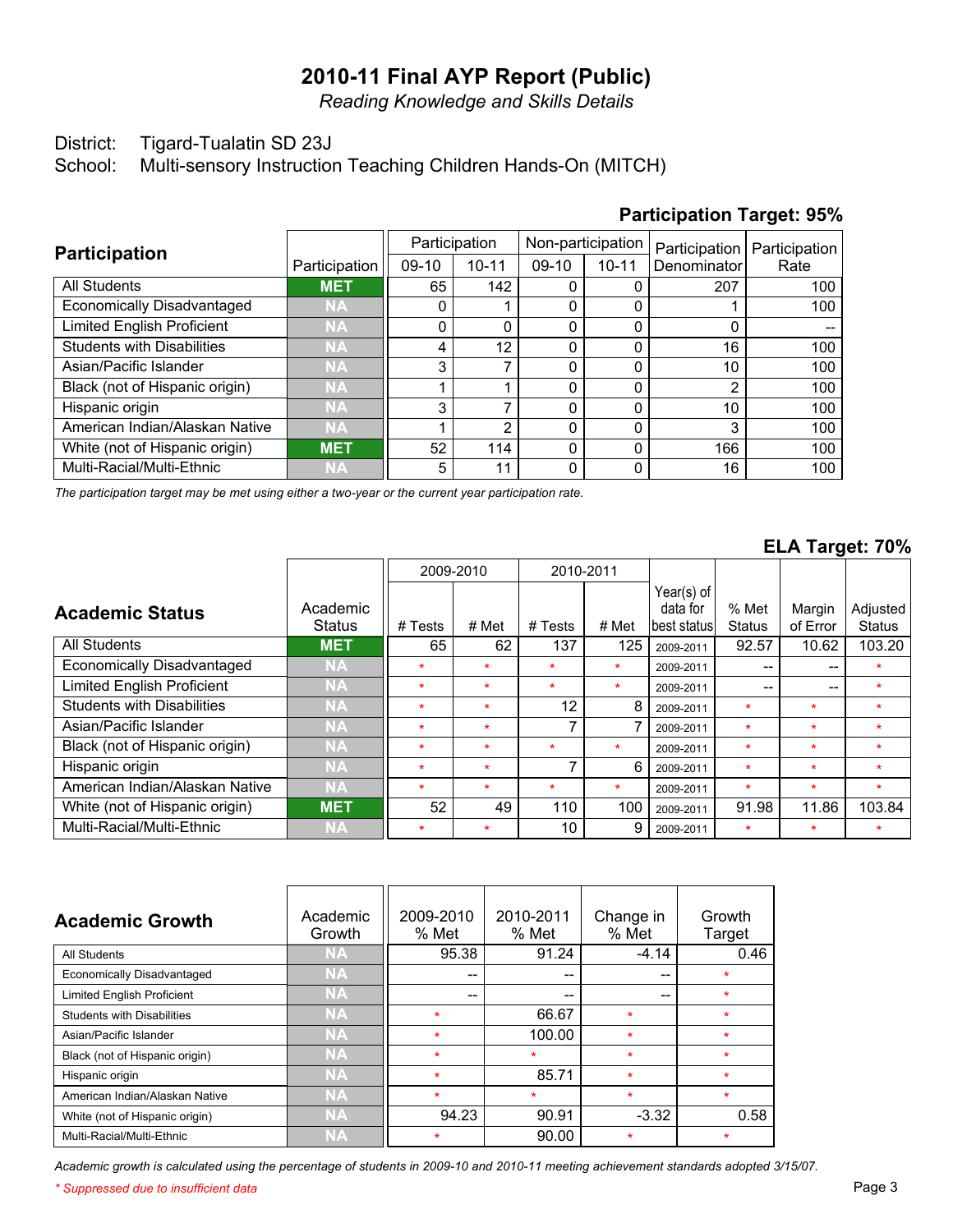# 2010-11 Final AYP Report (Public)

*Reading Knowledge and Skills Details*

District: Tigard-Tualatin SD 23J

School: Multi-sensory Instruction Teaching Children Hands-On (MITCH)

**Participation Target: 95%**

| Participation | Participation | Participation 09-10 | Participation 10-11 | Non-participation 09-10 | Non-participation 10-11 | Participation Denominator | Participation Rate |
|---|---|---|---|---|---|---|---|
| All Students | MET | 65 | 142 | 0 | 0 | 207 | 100 |
| Economically Disadvantaged | NA | 0 | 1 | 0 | 0 | 1 | 100 |
| Limited English Proficient | NA | 0 | 0 | 0 | 0 | 0 | -- |
| Students with Disabilities | NA | 4 | 12 | 0 | 0 | 16 | 100 |
| Asian/Pacific Islander | NA | 3 | 7 | 0 | 0 | 10 | 100 |
| Black (not of Hispanic origin) | NA | 1 | 1 | 0 | 0 | 2 | 100 |
| Hispanic origin | NA | 3 | 7 | 0 | 0 | 10 | 100 |
| American Indian/Alaskan Native | NA | 1 | 2 | 0 | 0 | 3 | 100 |
| White (not of Hispanic origin) | MET | 52 | 114 | 0 | 0 | 166 | 100 |
| Multi-Racial/Multi-Ethnic | NA | 5 | 11 | 0 | 0 | 16 | 100 |

*The participation target may be met using either a two-year or the current year participation rate.*

**ELA Target: 70%**

| Academic Status | Academic Status | 2009-2010 # Tests | 2009-2010 # Met | 2010-2011 # Tests | 2010-2011 # Met | Year(s) of data for best status | % Met Status | Margin of Error | Adjusted Status |
|---|---|---|---|---|---|---|---|---|---|
| All Students | MET | 65 | 62 | 137 | 125 | 2009-2011 | 92.57 | 10.62 | 103.20 |
| Economically Disadvantaged | NA | * | * | * | * | 2009-2011 | -- | -- | * |
| Limited English Proficient | NA | * | * | * | * | 2009-2011 | -- | -- | * |
| Students with Disabilities | NA | * | * | 12 | 8 | 2009-2011 | * | * | * |
| Asian/Pacific Islander | NA | * | * | 7 | 7 | 2009-2011 | * | * | * |
| Black (not of Hispanic origin) | NA | * | * | * | * | 2009-2011 | * | * | * |
| Hispanic origin | NA | * | * | 7 | 6 | 2009-2011 | * | * | * |
| American Indian/Alaskan Native | NA | * | * | * | * | 2009-2011 | * | * | * |
| White (not of Hispanic origin) | MET | 52 | 49 | 110 | 100 | 2009-2011 | 91.98 | 11.86 | 103.84 |
| Multi-Racial/Multi-Ethnic | NA | * | * | 10 | 9 | 2009-2011 | * | * | * |

| Academic Growth | Academic Growth | 2009-2010 % Met | 2010-2011 % Met | Change in % Met | Growth Target |
|---|---|---|---|---|---|
| All Students | NA | 95.38 | 91.24 | -4.14 | 0.46 |
| Economically Disadvantaged | NA | -- | -- | -- | * |
| Limited English Proficient | NA | -- | -- | -- | * |
| Students with Disabilities | NA | * | 66.67 | * | * |
| Asian/Pacific Islander | NA | * | 100.00 | * | * |
| Black (not of Hispanic origin) | NA | * | * | * | * |
| Hispanic origin | NA | * | 85.71 | * | * |
| American Indian/Alaskan Native | NA | * | * | * | * |
| White (not of Hispanic origin) | NA | 94.23 | 90.91 | -3.32 | 0.58 |
| Multi-Racial/Multi-Ethnic | NA | * | 90.00 | * | * |

*Academic growth is calculated using the percentage of students in 2009-10 and 2010-11 meeting achievement standards adopted 3/15/07.*

*\* Suppressed due to insufficient data*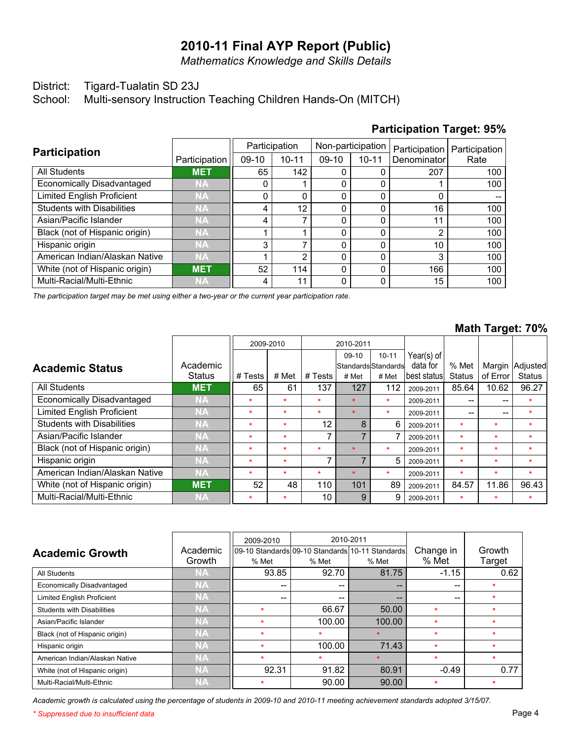# 2010-11 Final AYP Report (Public)

*Mathematics Knowledge and Skills Details*

District: Tigard-Tualatin SD 23J

School: Multi-sensory Instruction Teaching Children Hands-On (MITCH)

**Participation Target: 95%**

| Participation | Participation | Participation | | Non-participation | | Participation Denominator | Participation Rate |
|---|---|---|---|---|---|---|---|
| | | 09-10 | 10-11 | 09-10 | 10-11 | | |
| All Students | MET | 65 | 142 | 0 | 0 | 207 | 100 |
| Economically Disadvantaged | NA | 0 | 1 | 0 | 0 | 1 | 100 |
| Limited English Proficient | NA | 0 | 0 | 0 | 0 | 0 | -- |
| Students with Disabilities | NA | 4 | 12 | 0 | 0 | 16 | 100 |
| Asian/Pacific Islander | NA | 4 | 7 | 0 | 0 | 11 | 100 |
| Black (not of Hispanic origin) | NA | 1 | 1 | 0 | 0 | 2 | 100 |
| Hispanic origin | NA | 3 | 7 | 0 | 0 | 10 | 100 |
| American Indian/Alaskan Native | NA | 1 | 2 | 0 | 0 | 3 | 100 |
| White (not of Hispanic origin) | MET | 52 | 114 | 0 | 0 | 166 | 100 |
| Multi-Racial/Multi-Ethnic | NA | 4 | 11 | 0 | 0 | 15 | 100 |

*The participation target may be met using either a two-year or the current year participation rate.*

**Math Target: 70%**

| Academic Status | Academic Status | 2009-2010 | | 2010-2011 | | | Year(s) of data for best status | % Met Status | Margin of Error | Adjusted Status |
|---|---|---|---|---|---|---|---|---|---|---|
| | | # Tests | # Met | # Tests | 09-10 Standards # Met | 10-11 Standards # Met | | | | |
| All Students | MET | 65 | 61 | 137 | 127 | 112 | 2009-2011 | 85.64 | 10.62 | 96.27 |
| Economically Disadvantaged | NA | * | * | * | * | * | 2009-2011 | -- | -- | * |
| Limited English Proficient | NA | * | * | * | * | * | 2009-2011 | -- | -- | * |
| Students with Disabilities | NA | * | * | 12 | 8 | 6 | 2009-2011 | * | * | * |
| Asian/Pacific Islander | NA | * | * | 7 | 7 | 7 | 2009-2011 | * | * | * |
| Black (not of Hispanic origin) | NA | * | * | * | * | * | 2009-2011 | * | * | * |
| Hispanic origin | NA | * | * | 7 | 7 | 5 | 2009-2011 | * | * | * |
| American Indian/Alaskan Native | NA | * | * | * | * | * | 2009-2011 | * | * | * |
| White (not of Hispanic origin) | MET | 52 | 48 | 110 | 101 | 89 | 2009-2011 | 84.57 | 11.86 | 96.43 |
| Multi-Racial/Multi-Ethnic | NA | * | * | 10 | 9 | 9 | 2009-2011 | * | * | * |

| Academic Growth | Academic Growth | 2009-2010 | 2010-2011 | | Change in % Met | Growth Target |
|---|---|---|---|---|---|---|
| | | 09-10 Standards % Met | 09-10 Standards % Met | 10-11 Standards % Met | | |
| All Students | NA | 93.85 | 92.70 | 81.75 | -1.15 | 0.62 |
| Economically Disadvantaged | NA | -- | -- | -- | -- | * |
| Limited English Proficient | NA | -- | -- | -- | -- | * |
| Students with Disabilities | NA | * | 66.67 | 50.00 | * | * |
| Asian/Pacific Islander | NA | * | 100.00 | 100.00 | * | * |
| Black (not of Hispanic origin) | NA | * | * | * | * | * |
| Hispanic origin | NA | * | 100.00 | 71.43 | * | * |
| American Indian/Alaskan Native | NA | * | * | * | * | * |
| White (not of Hispanic origin) | NA | 92.31 | 91.82 | 80.91 | -0.49 | 0.77 |
| Multi-Racial/Multi-Ethnic | NA | * | 90.00 | 90.00 | * | * |

*Academic growth is calculated using the percentage of students in 2009-10 and 2010-11 meeting achievement standards adopted 3/15/07.*

*\* Suppressed due to insufficient data*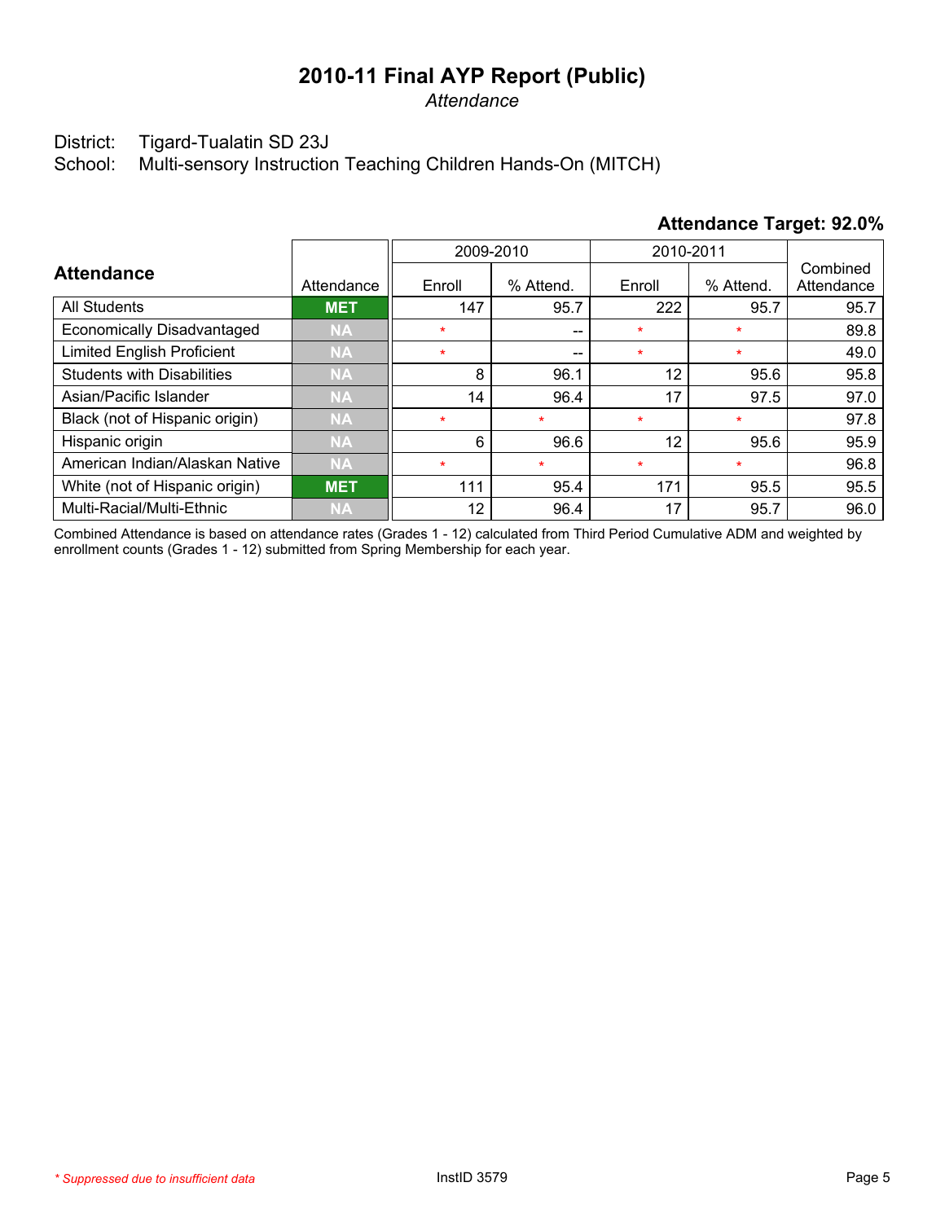# 2010-11 Final AYP Report (Public)

*Attendance*

District: Tigard-Tualatin SD 23J

School: Multi-sensory Instruction Teaching Children Hands-On (MITCH)

**Attendance Target: 92.0%**

| Attendance | Attendance | 2009-2010 | | 2010-2011 | | Combined Attendance |
|---|---|---|---|---|---|---|
| | | Enroll | % Attend. | Enroll | % Attend. | |
| All Students | MET | 147 | 95.7 | 222 | 95.7 | 95.7 |
| Economically Disadvantaged | NA | * | -- | * | * | 89.8 |
| Limited English Proficient | NA | * | -- | * | * | 49.0 |
| Students with Disabilities | NA | 8 | 96.1 | 12 | 95.6 | 95.8 |
| Asian/Pacific Islander | NA | 14 | 96.4 | 17 | 97.5 | 97.0 |
| Black (not of Hispanic origin) | NA | * | * | * | * | 97.8 |
| Hispanic origin | NA | 6 | 96.6 | 12 | 95.6 | 95.9 |
| American Indian/Alaskan Native | NA | * | * | * | * | 96.8 |
| White (not of Hispanic origin) | MET | 111 | 95.4 | 171 | 95.5 | 95.5 |
| Multi-Racial/Multi-Ethnic | NA | 12 | 96.4 | 17 | 95.7 | 96.0 |

Combined Attendance is based on attendance rates (Grades 1 - 12) calculated from Third Period Cumulative ADM and weighted by enrollment counts (Grades 1 - 12) submitted from Spring Membership for each year.

*\* Suppressed due to insufficient data*

InstID 3579